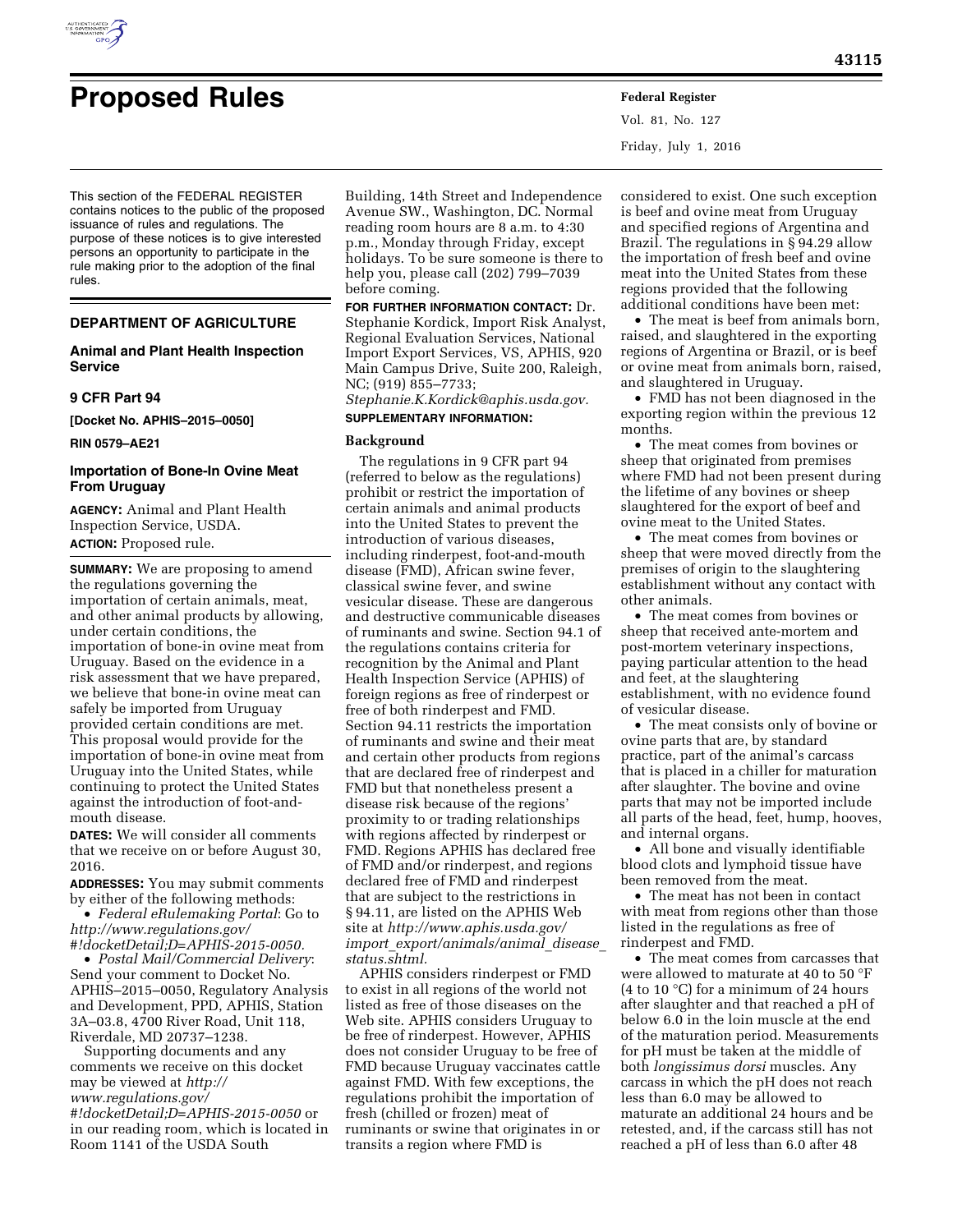# Proposed Rules

This section of the FEDERAL REGISTER contains notices to the public of the proposed issuance of rules and regulations. The purpose of these notices is to give interested persons an opportunity to participate in the rule making prior to the adoption of the final rules.

## DEPARTMENT OF AGRICULTURE

### Animal and Plant Health Inspection Service

### 9 CFR Part 94

**[Docket No. APHIS–2015–0050]**

**RIN 0579–AE21**

### Importation of Bone-In Ovine Meat From Uruguay

**AGENCY:** Animal and Plant Health Inspection Service, USDA.

**ACTION:** Proposed rule.

**SUMMARY:** We are proposing to amend the regulations governing the importation of certain animals, meat, and other animal products by allowing, under certain conditions, the importation of bone-in ovine meat from Uruguay. Based on the evidence in a risk assessment that we have prepared, we believe that bone-in ovine meat can safely be imported from Uruguay provided certain conditions are met. This proposal would provide for the importation of bone-in ovine meat from Uruguay into the United States, while continuing to protect the United States against the introduction of foot-and-mouth disease.

**DATES:** We will consider all comments that we receive on or before August 30, 2016.

**ADDRESSES:** You may submit comments by either of the following methods:

- *Federal eRulemaking Portal*: Go to *http://www.regulations.gov/#!docketDetail;D=APHIS-2015-0050.*
- *Postal Mail/Commercial Delivery*: Send your comment to Docket No. APHIS–2015–0050, Regulatory Analysis and Development, PPD, APHIS, Station 3A–03.8, 4700 River Road, Unit 118, Riverdale, MD 20737–1238.

Supporting documents and any comments we receive on this docket may be viewed at *http://www.regulations.gov/#!docketDetail;D=APHIS-2015-0050* or in our reading room, which is located in Room 1141 of the USDA South Building, 14th Street and Independence Avenue SW., Washington, DC. Normal reading room hours are 8 a.m. to 4:30 p.m., Monday through Friday, except holidays. To be sure someone is there to help you, please call (202) 799–7039 before coming.

**FOR FURTHER INFORMATION CONTACT:** Dr. Stephanie Kordick, Import Risk Analyst, Regional Evaluation Services, National Import Export Services, VS, APHIS, 920 Main Campus Drive, Suite 200, Raleigh, NC; (919) 855–7733; *Stephanie.K.Kordick@aphis.usda.gov.*

**SUPPLEMENTARY INFORMATION:**

## Background

The regulations in 9 CFR part 94 (referred to below as the regulations) prohibit or restrict the importation of certain animals and animal products into the United States to prevent the introduction of various diseases, including rinderpest, foot-and-mouth disease (FMD), African swine fever, classical swine fever, and swine vesicular disease. These are dangerous and destructive communicable diseases of ruminants and swine. Section 94.1 of the regulations contains criteria for recognition by the Animal and Plant Health Inspection Service (APHIS) of foreign regions as free of rinderpest or free of both rinderpest and FMD. Section 94.11 restricts the importation of ruminants and swine and their meat and certain other products from regions that are declared free of rinderpest and FMD but that nonetheless present a disease risk because of the regions' proximity to or trading relationships with regions affected by rinderpest or FMD. Regions APHIS has declared free of FMD and/or rinderpest, and regions declared free of FMD and rinderpest that are subject to the restrictions in § 94.11, are listed on the APHIS Web site at *http://www.aphis.usda.gov/import_export/animals/animal_disease_status.shtml.*

APHIS considers rinderpest or FMD to exist in all regions of the world not listed as free of those diseases on the Web site. APHIS considers Uruguay to be free of rinderpest. However, APHIS does not consider Uruguay to be free of FMD because Uruguay vaccinates cattle against FMD. With few exceptions, the regulations prohibit the importation of fresh (chilled or frozen) meat of ruminants or swine that originates in or transits a region where FMD is considered to exist. One such exception is beef and ovine meat from Uruguay and specified regions of Argentina and Brazil. The regulations in § 94.29 allow the importation of fresh beef and ovine meat into the United States from these regions provided that the following additional conditions have been met:

- The meat is beef from animals born, raised, and slaughtered in the exporting regions of Argentina or Brazil, or is beef or ovine meat from animals born, raised, and slaughtered in Uruguay.
- FMD has not been diagnosed in the exporting region within the previous 12 months.
- The meat comes from bovines or sheep that originated from premises where FMD had not been present during the lifetime of any bovines or sheep slaughtered for the export of beef and ovine meat to the United States.
- The meat comes from bovines or sheep that were moved directly from the premises of origin to the slaughtering establishment without any contact with other animals.
- The meat comes from bovines or sheep that received ante-mortem and post-mortem veterinary inspections, paying particular attention to the head and feet, at the slaughtering establishment, with no evidence found of vesicular disease.
- The meat consists only of bovine or ovine parts that are, by standard practice, part of the animal's carcass that is placed in a chiller for maturation after slaughter. The bovine and ovine parts that may not be imported include all parts of the head, feet, hump, hooves, and internal organs.
- All bone and visually identifiable blood clots and lymphoid tissue have been removed from the meat.
- The meat has not been in contact with meat from regions other than those listed in the regulations as free of rinderpest and FMD.
- The meat comes from carcasses that were allowed to maturate at 40 to 50 °F (4 to 10 °C) for a minimum of 24 hours after slaughter and that reached a pH of below 6.0 in the loin muscle at the end of the maturation period. Measurements for pH must be taken at the middle of both *longissimus dorsi* muscles. Any carcass in which the pH does not reach less than 6.0 may be allowed to maturate an additional 24 hours and be retested, and, if the carcass still has not reached a pH of less than 6.0 after 48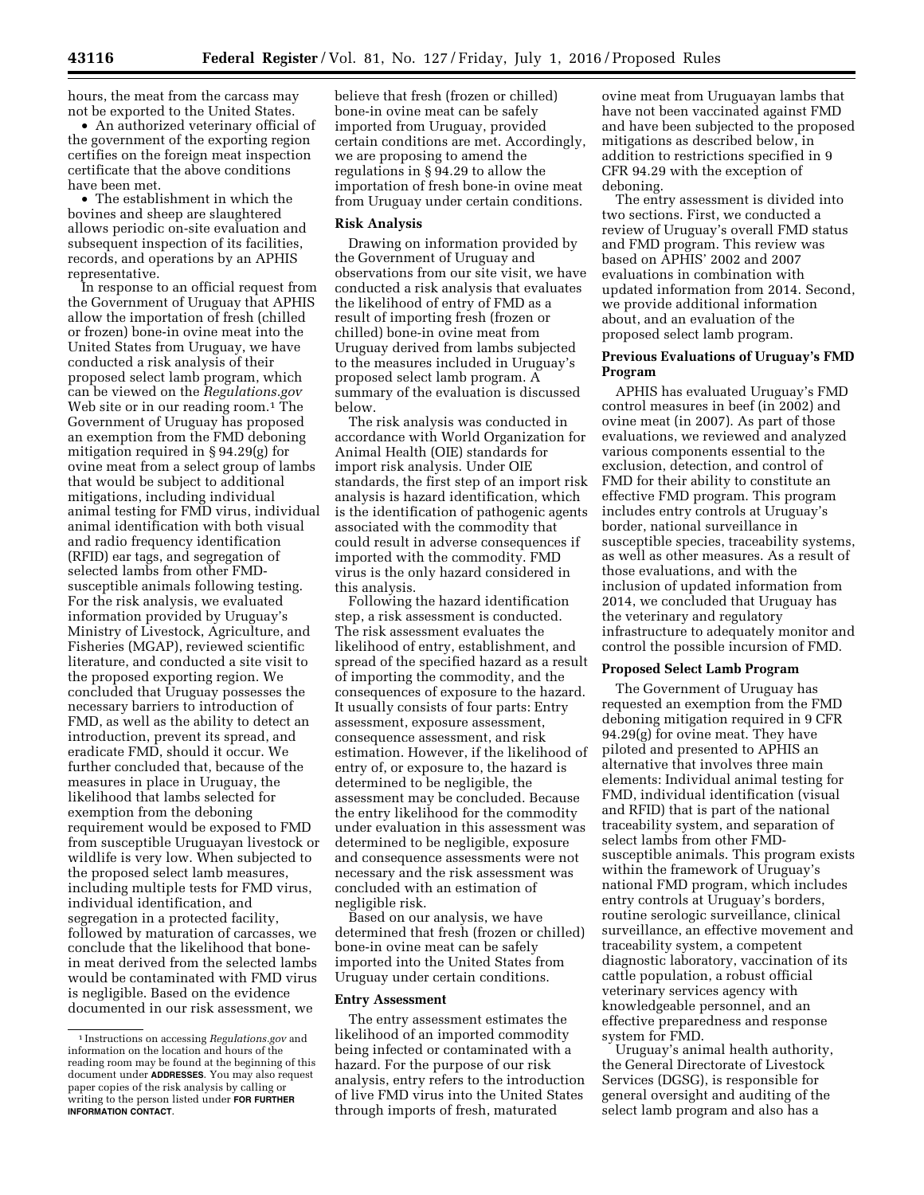hours, the meat from the carcass may not be exported to the United States.

- An authorized veterinary official of the government of the exporting region certifies on the foreign meat inspection certificate that the above conditions have been met.
- The establishment in which the bovines and sheep are slaughtered allows periodic on-site evaluation and subsequent inspection of its facilities, records, and operations by an APHIS representative.

In response to an official request from the Government of Uruguay that APHIS allow the importation of fresh (chilled or frozen) bone-in ovine meat into the United States from Uruguay, we have conducted a risk analysis of their proposed select lamb program, which can be viewed on the *Regulations.gov* Web site or in our reading room.[1] The Government of Uruguay has proposed an exemption from the FMD deboning mitigation required in § 94.29(g) for ovine meat from a select group of lambs that would be subject to additional mitigations, including individual animal testing for FMD virus, individual animal identification with both visual and radio frequency identification (RFID) ear tags, and segregation of selected lambs from other FMD-susceptible animals following testing. For the risk analysis, we evaluated information provided by Uruguay's Ministry of Livestock, Agriculture, and Fisheries (MGAP), reviewed scientific literature, and conducted a site visit to the proposed exporting region. We concluded that Uruguay possesses the necessary barriers to introduction of FMD, as well as the ability to detect an introduction, prevent its spread, and eradicate FMD, should it occur. We further concluded that, because of the measures in place in Uruguay, the likelihood that lambs selected for exemption from the deboning requirement would be exposed to FMD from susceptible Uruguayan livestock or wildlife is very low. When subjected to the proposed select lamb measures, including multiple tests for FMD virus, individual identification, and segregation in a protected facility, followed by maturation of carcasses, we conclude that the likelihood that bone-in meat derived from the selected lambs would be contaminated with FMD virus is negligible. Based on the evidence documented in our risk assessment, we believe that fresh (frozen or chilled) bone-in ovine meat can be safely imported from Uruguay, provided certain conditions are met. Accordingly, we are proposing to amend the regulations in § 94.29 to allow the importation of fresh bone-in ovine meat from Uruguay under certain conditions.

### Risk Analysis

Drawing on information provided by the Government of Uruguay and observations from our site visit, we have conducted a risk analysis that evaluates the likelihood of entry of FMD as a result of importing fresh (frozen or chilled) bone-in ovine meat from Uruguay derived from lambs subjected to the measures included in Uruguay's proposed select lamb program. A summary of the evaluation is discussed below.

The risk analysis was conducted in accordance with World Organization for Animal Health (OIE) standards for import risk analysis. Under OIE standards, the first step of an import risk analysis is hazard identification, which is the identification of pathogenic agents associated with the commodity that could result in adverse consequences if imported with the commodity. FMD virus is the only hazard considered in this analysis.

Following the hazard identification step, a risk assessment is conducted. The risk assessment evaluates the likelihood of entry, establishment, and spread of the specified hazard as a result of importing the commodity, and the consequences of exposure to the hazard. It usually consists of four parts: Entry assessment, exposure assessment, consequence assessment, and risk estimation. However, if the likelihood of entry of, or exposure to, the hazard is determined to be negligible, the assessment may be concluded. Because the entry likelihood for the commodity under evaluation in this assessment was determined to be negligible, exposure and consequence assessments were not necessary and the risk assessment was concluded with an estimation of negligible risk.

Based on our analysis, we have determined that fresh (frozen or chilled) bone-in ovine meat can be safely imported into the United States from Uruguay under certain conditions.

### Entry Assessment

The entry assessment estimates the likelihood of an imported commodity being infected or contaminated with a hazard. For the purpose of our risk analysis, entry refers to the introduction of live FMD virus into the United States through imports of fresh, maturated ovine meat from Uruguayan lambs that have not been vaccinated against FMD and have been subjected to the proposed mitigations as described below, in addition to restrictions specified in 9 CFR 94.29 with the exception of deboning.

The entry assessment is divided into two sections. First, we conducted a review of Uruguay's overall FMD status and FMD program. This review was based on APHIS' 2002 and 2007 evaluations in combination with updated information from 2014. Second, we provide additional information about, and an evaluation of the proposed select lamb program.

### Previous Evaluations of Uruguay's FMD Program

APHIS has evaluated Uruguay's FMD control measures in beef (in 2002) and ovine meat (in 2007). As part of those evaluations, we reviewed and analyzed various components essential to the exclusion, detection, and control of FMD for their ability to constitute an effective FMD program. This program includes entry controls at Uruguay's border, national surveillance in susceptible species, traceability systems, as well as other measures. As a result of those evaluations, and with the inclusion of updated information from 2014, we concluded that Uruguay has the veterinary and regulatory infrastructure to adequately monitor and control the possible incursion of FMD.

### Proposed Select Lamb Program

The Government of Uruguay has requested an exemption from the FMD deboning mitigation required in 9 CFR 94.29(g) for ovine meat. They have piloted and presented to APHIS an alternative that involves three main elements: Individual animal testing for FMD, individual identification (visual and RFID) that is part of the national traceability system, and separation of select lambs from other FMD-susceptible animals. This program exists within the framework of Uruguay's national FMD program, which includes entry controls at Uruguay's borders, routine serologic surveillance, clinical surveillance, an effective movement and traceability system, a competent diagnostic laboratory, vaccination of its cattle population, a robust official veterinary services agency with knowledgeable personnel, and an effective preparedness and response system for FMD.

Uruguay's animal health authority, the General Directorate of Livestock Services (DGSG), is responsible for general oversight and auditing of the select lamb program and also has a

---

[1] Instructions on accessing *Regulations.gov* and information on the location and hours of the reading room may be found at the beginning of this document under **ADDRESSES**. You may also request paper copies of the risk analysis by calling or writing to the person listed under **FOR FURTHER INFORMATION CONTACT**.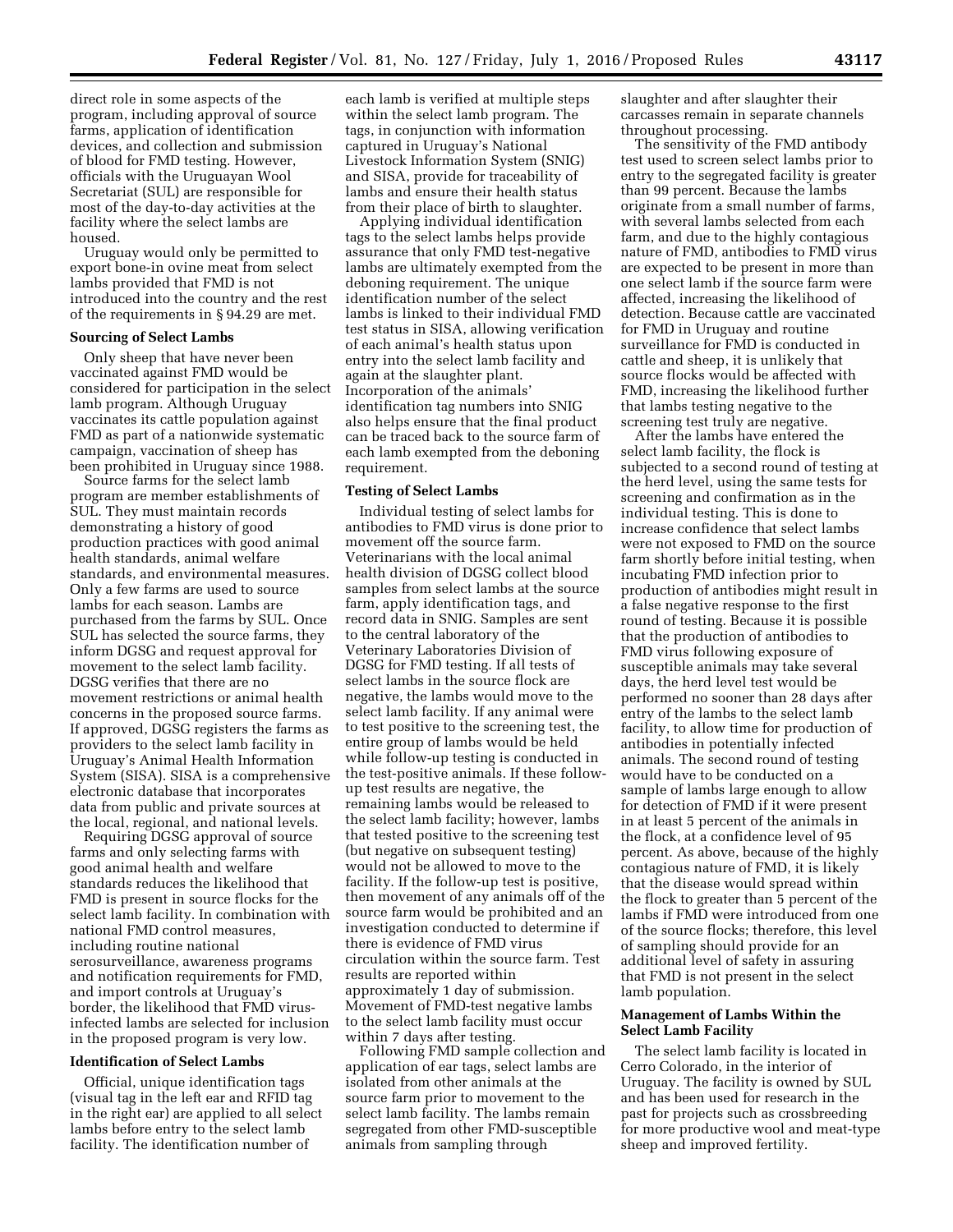direct role in some aspects of the program, including approval of source farms, application of identification devices, and collection and submission of blood for FMD testing. However, officials with the Uruguayan Wool Secretariat (SUL) are responsible for most of the day-to-day activities at the facility where the select lambs are housed.

Uruguay would only be permitted to export bone-in ovine meat from select lambs provided that FMD is not introduced into the country and the rest of the requirements in § 94.29 are met.

### Sourcing of Select Lambs

Only sheep that have never been vaccinated against FMD would be considered for participation in the select lamb program. Although Uruguay vaccinates its cattle population against FMD as part of a nationwide systematic campaign, vaccination of sheep has been prohibited in Uruguay since 1988.

Source farms for the select lamb program are member establishments of SUL. They must maintain records demonstrating a history of good production practices with good animal health standards, animal welfare standards, and environmental measures. Only a few farms are used to source lambs for each season. Lambs are purchased from the farms by SUL. Once SUL has selected the source farms, they inform DGSG and request approval for movement to the select lamb facility. DGSG verifies that there are no movement restrictions or animal health concerns in the proposed source farms. If approved, DGSG registers the farms as providers to the select lamb facility in Uruguay's Animal Health Information System (SISA). SISA is a comprehensive electronic database that incorporates data from public and private sources at the local, regional, and national levels.

Requiring DGSG approval of source farms and only selecting farms with good animal health and welfare standards reduces the likelihood that FMD is present in source flocks for the select lamb facility. In combination with national FMD control measures, including routine national serosurveillance, awareness programs and notification requirements for FMD, and import controls at Uruguay's border, the likelihood that FMD virus-infected lambs are selected for inclusion in the proposed program is very low.

### Identification of Select Lambs

Official, unique identification tags (visual tag in the left ear and RFID tag in the right ear) are applied to all select lambs before entry to the select lamb facility. The identification number of each lamb is verified at multiple steps within the select lamb program. The tags, in conjunction with information captured in Uruguay's National Livestock Information System (SNIG) and SISA, provide for traceability of lambs and ensure their health status from their place of birth to slaughter.

Applying individual identification tags to the select lambs helps provide assurance that only FMD test-negative lambs are ultimately exempted from the deboning requirement. The unique identification number of the select lambs is linked to their individual FMD test status in SISA, allowing verification of each animal's health status upon entry into the select lamb facility and again at the slaughter plant. Incorporation of the animals' identification tag numbers into SNIG also helps ensure that the final product can be traced back to the source farm of each lamb exempted from the deboning requirement.

### Testing of Select Lambs

Individual testing of select lambs for antibodies to FMD virus is done prior to movement off the source farm. Veterinarians with the local animal health division of DGSG collect blood samples from select lambs at the source farm, apply identification tags, and record data in SNIG. Samples are sent to the central laboratory of the Veterinary Laboratories Division of DGSG for FMD testing. If all tests of select lambs in the source flock are negative, the lambs would move to the select lamb facility. If any animal were to test positive to the screening test, the entire group of lambs would be held while follow-up testing is conducted in the test-positive animals. If these follow-up test results are negative, the remaining lambs would be released to the select lamb facility; however, lambs that tested positive to the screening test (but negative on subsequent testing) would not be allowed to move to the facility. If the follow-up test is positive, then movement of any animals off of the source farm would be prohibited and an investigation conducted to determine if there is evidence of FMD virus circulation within the source farm. Test results are reported within approximately 1 day of submission. Movement of FMD-test negative lambs to the select lamb facility must occur within 7 days after testing.

Following FMD sample collection and application of ear tags, select lambs are isolated from other animals at the source farm prior to movement to the select lamb facility. The lambs remain segregated from other FMD-susceptible animals from sampling through slaughter and after slaughter their carcasses remain in separate channels throughout processing.

The sensitivity of the FMD antibody test used to screen select lambs prior to entry to the segregated facility is greater than 99 percent. Because the lambs originate from a small number of farms, with several lambs selected from each farm, and due to the highly contagious nature of FMD, antibodies to FMD virus are expected to be present in more than one select lamb if the source farm were affected, increasing the likelihood of detection. Because cattle are vaccinated for FMD in Uruguay and routine surveillance for FMD is conducted in cattle and sheep, it is unlikely that source flocks would be affected with FMD, increasing the likelihood further that lambs testing negative to the screening test truly are negative.

After the lambs have entered the select lamb facility, the flock is subjected to a second round of testing at the herd level, using the same tests for screening and confirmation as in the individual testing. This is done to increase confidence that select lambs were not exposed to FMD on the source farm shortly before initial testing, when incubating FMD infection prior to production of antibodies might result in a false negative response to the first round of testing. Because it is possible that the production of antibodies to FMD virus following exposure of susceptible animals may take several days, the herd level test would be performed no sooner than 28 days after entry of the lambs to the select lamb facility, to allow time for production of antibodies in potentially infected animals. The second round of testing would have to be conducted on a sample of lambs large enough to allow for detection of FMD if it were present in at least 5 percent of the animals in the flock, at a confidence level of 95 percent. As above, because of the highly contagious nature of FMD, it is likely that the disease would spread within the flock to greater than 5 percent of the lambs if FMD were introduced from one of the source flocks; therefore, this level of sampling should provide for an additional level of safety in assuring that FMD is not present in the select lamb population.

### Management of Lambs Within the Select Lamb Facility

The select lamb facility is located in Cerro Colorado, in the interior of Uruguay. The facility is owned by SUL and has been used for research in the past for projects such as crossbreeding for more productive wool and meat-type sheep and improved fertility.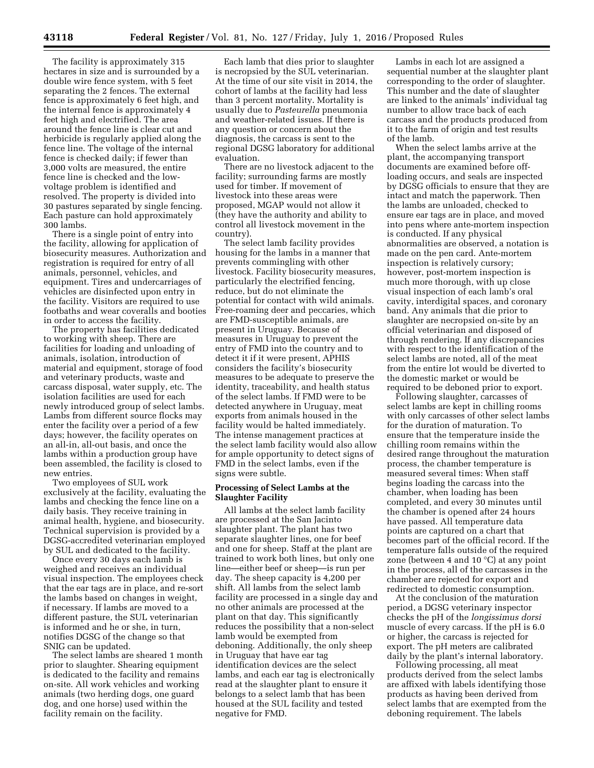The facility is approximately 315 hectares in size and is surrounded by a double wire fence system, with 5 feet separating the 2 fences. The external fence is approximately 6 feet high, and the internal fence is approximately 4 feet high and electrified. The area around the fence line is clear cut and herbicide is regularly applied along the fence line. The voltage of the internal fence is checked daily; if fewer than 3,000 volts are measured, the entire fence line is checked and the low-voltage problem is identified and resolved. The property is divided into 30 pastures separated by single fencing. Each pasture can hold approximately 300 lambs.

There is a single point of entry into the facility, allowing for application of biosecurity measures. Authorization and registration is required for entry of all animals, personnel, vehicles, and equipment. Tires and undercarriages of vehicles are disinfected upon entry in the facility. Visitors are required to use footbaths and wear coveralls and booties in order to access the facility.

The property has facilities dedicated to working with sheep. There are facilities for loading and unloading of animals, isolation, introduction of material and equipment, storage of food and veterinary products, waste and carcass disposal, water supply, etc. The isolation facilities are used for each newly introduced group of select lambs. Lambs from different source flocks may enter the facility over a period of a few days; however, the facility operates on an all-in, all-out basis, and once the lambs within a production group have been assembled, the facility is closed to new entries.

Two employees of SUL work exclusively at the facility, evaluating the lambs and checking the fence line on a daily basis. They receive training in animal health, hygiene, and biosecurity. Technical supervision is provided by a DGSG-accredited veterinarian employed by SUL and dedicated to the facility.

Once every 30 days each lamb is weighed and receives an individual visual inspection. The employees check that the ear tags are in place, and re-sort the lambs based on changes in weight, if necessary. If lambs are moved to a different pasture, the SUL veterinarian is informed and he or she, in turn, notifies DGSG of the change so that SNIG can be updated.

The select lambs are sheared 1 month prior to slaughter. Shearing equipment is dedicated to the facility and remains on-site. All work vehicles and working animals (two herding dogs, one guard dog, and one horse) used within the facility remain on the facility.

Each lamb that dies prior to slaughter is necropsied by the SUL veterinarian. At the time of our site visit in 2014, the cohort of lambs at the facility had less than 3 percent mortality. Mortality is usually due to *Pasteurella* pneumonia and weather-related issues. If there is any question or concern about the diagnosis, the carcass is sent to the regional DGSG laboratory for additional evaluation.

There are no livestock adjacent to the facility; surrounding farms are mostly used for timber. If movement of livestock into these areas were proposed, MGAP would not allow it (they have the authority and ability to control all livestock movement in the country).

The select lamb facility provides housing for the lambs in a manner that prevents commingling with other livestock. Facility biosecurity measures, particularly the electrified fencing, reduce, but do not eliminate the potential for contact with wild animals. Free-roaming deer and peccaries, which are FMD-susceptible animals, are present in Uruguay. Because of measures in Uruguay to prevent the entry of FMD into the country and to detect it if it were present, APHIS considers the facility's biosecurity measures to be adequate to preserve the identity, traceability, and health status of the select lambs. If FMD were to be detected anywhere in Uruguay, meat exports from animals housed in the facility would be halted immediately. The intense management practices at the select lamb facility would also allow for ample opportunity to detect signs of FMD in the select lambs, even if the signs were subtle.

## Processing of Select Lambs at the Slaughter Facility

All lambs at the select lamb facility are processed at the San Jacinto slaughter plant. The plant has two separate slaughter lines, one for beef and one for sheep. Staff at the plant are trained to work both lines, but only one line—either beef or sheep—is run per day. The sheep capacity is 4,200 per shift. All lambs from the select lamb facility are processed in a single day and no other animals are processed at the plant on that day. This significantly reduces the possibility that a non-select lamb would be exempted from deboning. Additionally, the only sheep in Uruguay that have ear tag identification devices are the select lambs, and each ear tag is electronically read at the slaughter plant to ensure it belongs to a select lamb that has been housed at the SUL facility and tested negative for FMD.

Lambs in each lot are assigned a sequential number at the slaughter plant corresponding to the order of slaughter. This number and the date of slaughter are linked to the animals' individual tag number to allow trace back of each carcass and the products produced from it to the farm of origin and test results of the lamb.

When the select lambs arrive at the plant, the accompanying transport documents are examined before off-loading occurs, and seals are inspected by DGSG officials to ensure that they are intact and match the paperwork. Then the lambs are unloaded, checked to ensure ear tags are in place, and moved into pens where ante-mortem inspection is conducted. If any physical abnormalities are observed, a notation is made on the pen card. Ante-mortem inspection is relatively cursory; however, post-mortem inspection is much more thorough, with up close visual inspection of each lamb's oral cavity, interdigital spaces, and coronary band. Any animals that die prior to slaughter are necropsied on-site by an official veterinarian and disposed of through rendering. If any discrepancies with respect to the identification of the select lambs are noted, all of the meat from the entire lot would be diverted to the domestic market or would be required to be deboned prior to export.

Following slaughter, carcasses of select lambs are kept in chilling rooms with only carcasses of other select lambs for the duration of maturation. To ensure that the temperature inside the chilling room remains within the desired range throughout the maturation process, the chamber temperature is measured several times: When staff begins loading the carcass into the chamber, when loading has been completed, and every 30 minutes until the chamber is opened after 24 hours have passed. All temperature data points are captured on a chart that becomes part of the official record. If the temperature falls outside of the required zone (between 4 and 10 °C) at any point in the process, all of the carcasses in the chamber are rejected for export and redirected to domestic consumption.

At the conclusion of the maturation period, a DGSG veterinary inspector checks the pH of the *longissimus dorsi* muscle of every carcass. If the pH is 6.0 or higher, the carcass is rejected for export. The pH meters are calibrated daily by the plant's internal laboratory.

Following processing, all meat products derived from the select lambs are affixed with labels identifying those products as having been derived from select lambs that are exempted from the deboning requirement. The labels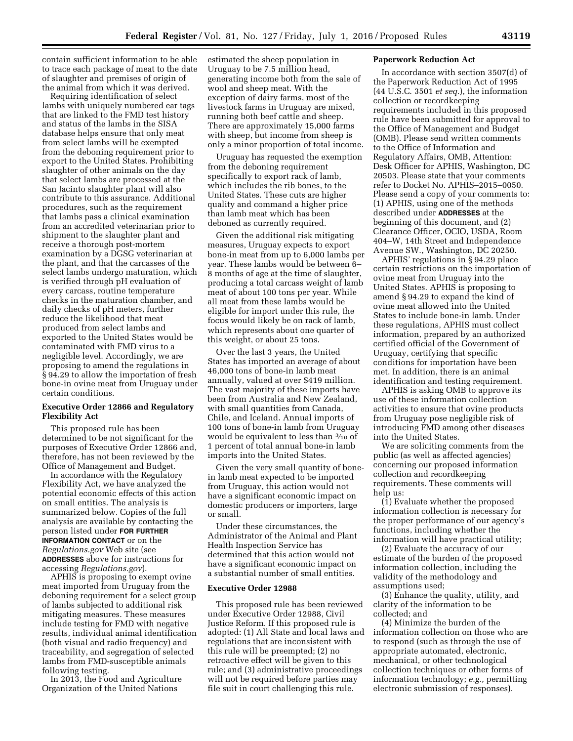contain sufficient information to be able to trace each package of meat to the date of slaughter and premises of origin of the animal from which it was derived.

Requiring identification of select lambs with uniquely numbered ear tags that are linked to the FMD test history and status of the lambs in the SISA database helps ensure that only meat from select lambs will be exempted from the deboning requirement prior to export to the United States. Prohibiting slaughter of other animals on the day that select lambs are processed at the San Jacinto slaughter plant will also contribute to this assurance. Additional procedures, such as the requirement that lambs pass a clinical examination from an accredited veterinarian prior to shipment to the slaughter plant and receive a thorough post-mortem examination by a DGSG veterinarian at the plant, and that the carcasses of the select lambs undergo maturation, which is verified through pH evaluation of every carcass, routine temperature checks in the maturation chamber, and daily checks of pH meters, further reduce the likelihood that meat produced from select lambs and exported to the United States would be contaminated with FMD virus to a negligible level. Accordingly, we are proposing to amend the regulations in § 94.29 to allow the importation of fresh bone-in ovine meat from Uruguay under certain conditions.

## Executive Order 12866 and Regulatory Flexibility Act

This proposed rule has been determined to be not significant for the purposes of Executive Order 12866 and, therefore, has not been reviewed by the Office of Management and Budget.

In accordance with the Regulatory Flexibility Act, we have analyzed the potential economic effects of this action on small entities. The analysis is summarized below. Copies of the full analysis are available by contacting the person listed under **FOR FURTHER INFORMATION CONTACT** or on the *Regulations.gov* Web site (see **ADDRESSES** above for instructions for accessing *Regulations.gov*).

APHIS is proposing to exempt ovine meat imported from Uruguay from the deboning requirement for a select group of lambs subjected to additional risk mitigating measures. These measures include testing for FMD with negative results, individual animal identification (both visual and radio frequency) and traceability, and segregation of selected lambs from FMD-susceptible animals following testing.

In 2013, the Food and Agriculture Organization of the United Nations estimated the sheep population in Uruguay to be 7.5 million head, generating income both from the sale of wool and sheep meat. With the exception of dairy farms, most of the livestock farms in Uruguay are mixed, running both beef cattle and sheep. There are approximately 15,000 farms with sheep, but income from sheep is only a minor proportion of total income.

Uruguay has requested the exemption from the deboning requirement specifically to export rack of lamb, which includes the rib bones, to the United States. These cuts are higher quality and command a higher price than lamb meat which has been deboned as currently required.

Given the additional risk mitigating measures, Uruguay expects to export bone-in meat from up to 6,000 lambs per year. These lambs would be between 6–8 months of age at the time of slaughter, producing a total carcass weight of lamb meat of about 100 tons per year. While all meat from these lambs would be eligible for import under this rule, the focus would likely be on rack of lamb, which represents about one quarter of this weight, or about 25 tons.

Over the last 3 years, the United States has imported an average of about 46,000 tons of bone-in lamb meat annually, valued at over $419 million. The vast majority of these imports have been from Australia and New Zealand, with small quantities from Canada, Chile, and Iceland. Annual imports of 100 tons of bone-in lamb from Uruguay would be equivalent to less than 3/10 of 1 percent of total annual bone-in lamb imports into the United States.

Given the very small quantity of bone-in lamb meat expected to be imported from Uruguay, this action would not have a significant economic impact on domestic producers or importers, large or small.

Under these circumstances, the Administrator of the Animal and Plant Health Inspection Service has determined that this action would not have a significant economic impact on a substantial number of small entities.

## Executive Order 12988

This proposed rule has been reviewed under Executive Order 12988, Civil Justice Reform. If this proposed rule is adopted: (1) All State and local laws and regulations that are inconsistent with this rule will be preempted; (2) no retroactive effect will be given to this rule; and (3) administrative proceedings will not be required before parties may file suit in court challenging this rule.

## Paperwork Reduction Act

In accordance with section 3507(d) of the Paperwork Reduction Act of 1995 (44 U.S.C. 3501 *et seq.*), the information collection or recordkeeping requirements included in this proposed rule have been submitted for approval to the Office of Management and Budget (OMB). Please send written comments to the Office of Information and Regulatory Affairs, OMB, Attention: Desk Officer for APHIS, Washington, DC 20503. Please state that your comments refer to Docket No. APHIS–2015–0050. Please send a copy of your comments to: (1) APHIS, using one of the methods described under **ADDRESSES** at the beginning of this document, and (2) Clearance Officer, OCIO, USDA, Room 404–W, 14th Street and Independence Avenue SW., Washington, DC 20250.

APHIS' regulations in § 94.29 place certain restrictions on the importation of ovine meat from Uruguay into the United States. APHIS is proposing to amend § 94.29 to expand the kind of ovine meat allowed into the United States to include bone-in lamb. Under these regulations, APHIS must collect information, prepared by an authorized certified official of the Government of Uruguay, certifying that specific conditions for importation have been met. In addition, there is an animal identification and testing requirement.

APHIS is asking OMB to approve its use of these information collection activities to ensure that ovine products from Uruguay pose negligible risk of introducing FMD among other diseases into the United States.

We are soliciting comments from the public (as well as affected agencies) concerning our proposed information collection and recordkeeping requirements. These comments will help us:

(1) Evaluate whether the proposed information collection is necessary for the proper performance of our agency's functions, including whether the information will have practical utility;

(2) Evaluate the accuracy of our estimate of the burden of the proposed information collection, including the validity of the methodology and assumptions used;

(3) Enhance the quality, utility, and clarity of the information to be collected; and

(4) Minimize the burden of the information collection on those who are to respond (such as through the use of appropriate automated, electronic, mechanical, or other technological collection techniques or other forms of information technology; *e.g.,* permitting electronic submission of responses).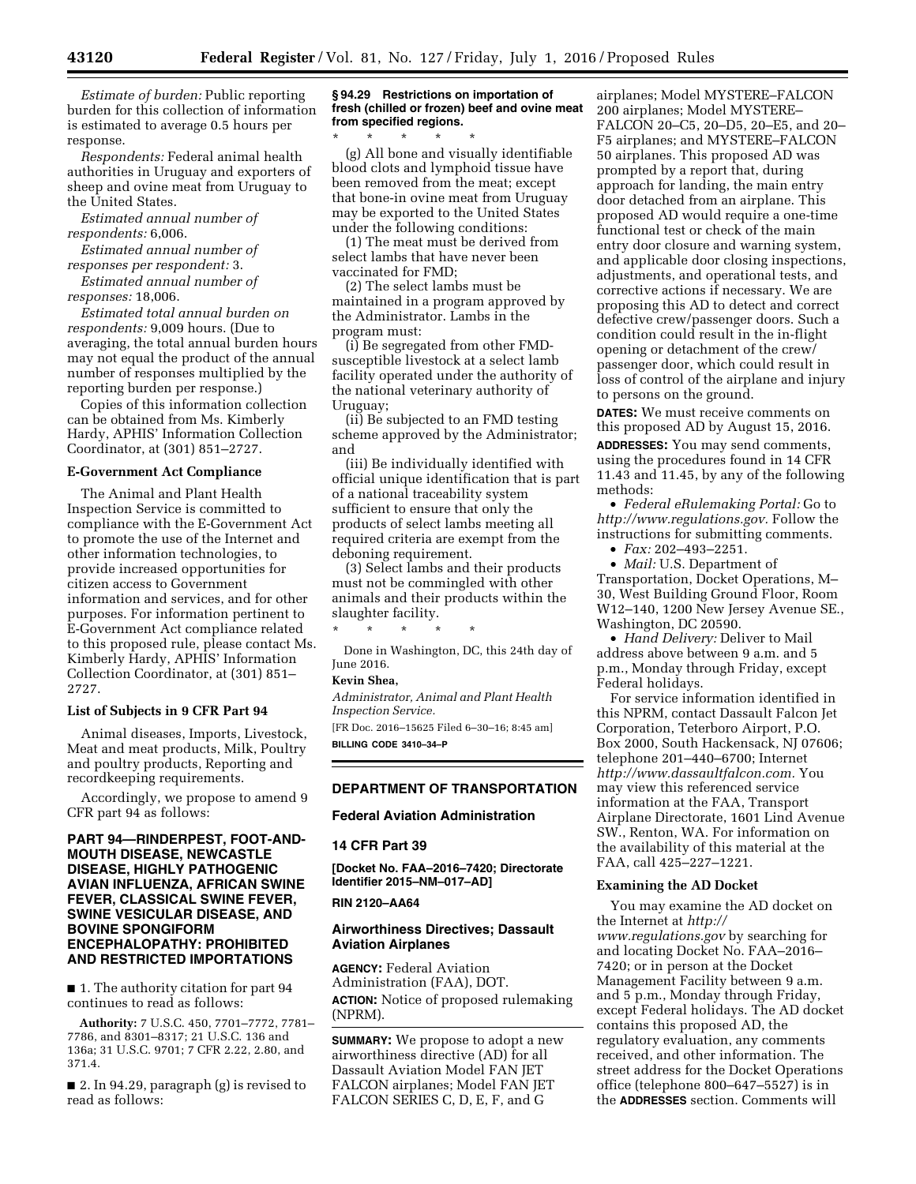*Estimate of burden:* Public reporting burden for this collection of information is estimated to average 0.5 hours per response.

*Respondents:* Federal animal health authorities in Uruguay and exporters of sheep and ovine meat from Uruguay to the United States.

*Estimated annual number of respondents:* 6,006.

*Estimated annual number of responses per respondent:* 3.

*Estimated annual number of responses:* 18,006.

*Estimated total annual burden on respondents:* 9,009 hours. (Due to averaging, the total annual burden hours may not equal the product of the annual number of responses multiplied by the reporting burden per response.)

Copies of this information collection can be obtained from Ms. Kimberly Hardy, APHIS' Information Collection Coordinator, at (301) 851–2727.

### E-Government Act Compliance

The Animal and Plant Health Inspection Service is committed to compliance with the E-Government Act to promote the use of the Internet and other information technologies, to provide increased opportunities for citizen access to Government information and services, and for other purposes. For information pertinent to E-Government Act compliance related to this proposed rule, please contact Ms. Kimberly Hardy, APHIS' Information Collection Coordinator, at (301) 851–2727.

### List of Subjects in 9 CFR Part 94

Animal diseases, Imports, Livestock, Meat and meat products, Milk, Poultry and poultry products, Reporting and recordkeeping requirements.

Accordingly, we propose to amend 9 CFR part 94 as follows:

## PART 94—RINDERPEST, FOOT-AND-MOUTH DISEASE, NEWCASTLE DISEASE, HIGHLY PATHOGENIC AVIAN INFLUENZA, AFRICAN SWINE FEVER, CLASSICAL SWINE FEVER, SWINE VESICULAR DISEASE, AND BOVINE SPONGIFORM ENCEPHALOPATHY: PROHIBITED AND RESTRICTED IMPORTATIONS

■ 1. The authority citation for part 94 continues to read as follows:

**Authority:** 7 U.S.C. 450, 7701–7772, 7781–7786, and 8301–8317; 21 U.S.C. 136 and 136a; 31 U.S.C. 9701; 7 CFR 2.22, 2.80, and 371.4.

■ 2. In 94.29, paragraph (g) is revised to read as follows:

**§ 94.29 Restrictions on importation of fresh (chilled or frozen) beef and ovine meat from specified regions.**

\* \* \* \* \*

(g) All bone and visually identifiable blood clots and lymphoid tissue have been removed from the meat; except that bone-in ovine meat from Uruguay may be exported to the United States under the following conditions:

(1) The meat must be derived from select lambs that have never been vaccinated for FMD;

(2) The select lambs must be maintained in a program approved by the Administrator. Lambs in the program must:

(i) Be segregated from other FMD-susceptible livestock at a select lamb facility operated under the authority of the national veterinary authority of Uruguay;

(ii) Be subjected to an FMD testing scheme approved by the Administrator; and

(iii) Be individually identified with official unique identification that is part of a national traceability system sufficient to ensure that only the products of select lambs meeting all required criteria are exempt from the deboning requirement.

(3) Select lambs and their products must not be commingled with other animals and their products within the slaughter facility.

\* \* \* \* \*

Done in Washington, DC, this 24th day of June 2016.

**Kevin Shea,**

*Administrator, Animal and Plant Health Inspection Service.*

[FR Doc. 2016–15625 Filed 6–30–16; 8:45 am]

**BILLING CODE 3410–34–P**

## DEPARTMENT OF TRANSPORTATION

### Federal Aviation Administration

### 14 CFR Part 39

**[Docket No. FAA–2016–7420; Directorate Identifier 2015–NM–017–AD]**

**RIN 2120–AA64**

### Airworthiness Directives; Dassault Aviation Airplanes

**AGENCY:** Federal Aviation Administration (FAA), DOT.

**ACTION:** Notice of proposed rulemaking (NPRM).

**SUMMARY:** We propose to adopt a new airworthiness directive (AD) for all Dassault Aviation Model FAN JET FALCON airplanes; Model FAN JET FALCON SERIES C, D, E, F, and G airplanes; Model MYSTERE–FALCON 200 airplanes; Model MYSTERE–FALCON 20–C5, 20–D5, 20–E5, and 20–F5 airplanes; and MYSTERE–FALCON 50 airplanes. This proposed AD was prompted by a report that, during approach for landing, the main entry door detached from an airplane. This proposed AD would require a one-time functional test or check of the main entry door closure and warning system, and applicable door closing inspections, adjustments, and operational tests, and corrective actions if necessary. We are proposing this AD to detect and correct defective crew/passenger doors. Such a condition could result in the in-flight opening or detachment of the crew/passenger door, which could result in loss of control of the airplane and injury to persons on the ground.

**DATES:** We must receive comments on this proposed AD by August 15, 2016.

**ADDRESSES:** You may send comments, using the procedures found in 14 CFR 11.43 and 11.45, by any of the following methods:

- *Federal eRulemaking Portal:* Go to *http://www.regulations.gov.* Follow the instructions for submitting comments.
- *Fax:* 202–493–2251.
- *Mail:* U.S. Department of Transportation, Docket Operations, M–30, West Building Ground Floor, Room W12–140, 1200 New Jersey Avenue SE., Washington, DC 20590.
- *Hand Delivery:* Deliver to Mail address above between 9 a.m. and 5 p.m., Monday through Friday, except Federal holidays.

For service information identified in this NPRM, contact Dassault Falcon Jet Corporation, Teterboro Airport, P.O. Box 2000, South Hackensack, NJ 07606; telephone 201–440–6700; Internet *http://www.dassaultfalcon.com.* You may view this referenced service information at the FAA, Transport Airplane Directorate, 1601 Lind Avenue SW., Renton, WA. For information on the availability of this material at the FAA, call 425–227–1221.

### Examining the AD Docket

You may examine the AD docket on the Internet at *http://www.regulations.gov* by searching for and locating Docket No. FAA–2016–7420; or in person at the Docket Management Facility between 9 a.m. and 5 p.m., Monday through Friday, except Federal holidays. The AD docket contains this proposed AD, the regulatory evaluation, any comments received, and other information. The street address for the Docket Operations office (telephone 800–647–5527) is in the **ADDRESSES** section. Comments will